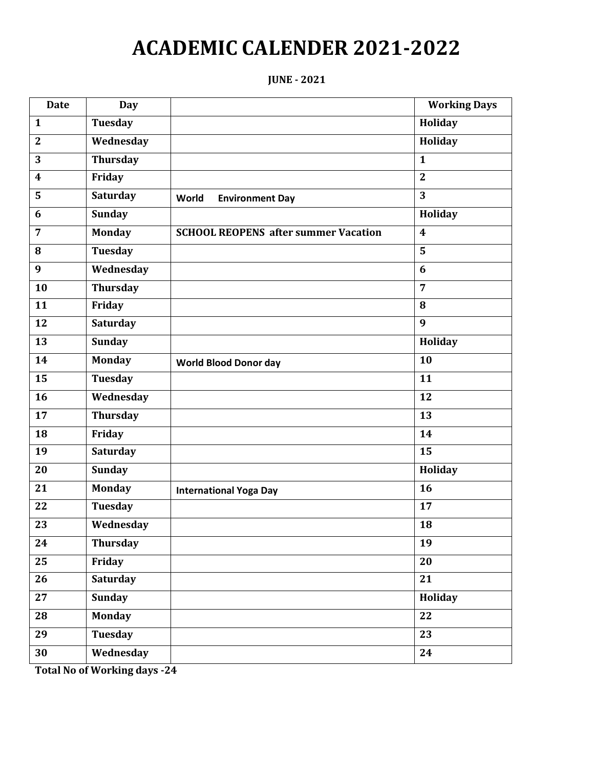# ACADEMIC CALENDER 2021-2022

**JUNE - 2021**

| Date | Day | | Working Days |
|---|---|---|---|
| 1 | Tuesday | | Holiday |
| 2 | Wednesday | | Holiday |
| 3 | Thursday | | 1 |
| 4 | Friday | | 2 |
| 5 | Saturday | World Environment Day | 3 |
| 6 | Sunday | | Holiday |
| 7 | Monday | SCHOOL REOPENS after summer Vacation | 4 |
| 8 | Tuesday | | 5 |
| 9 | Wednesday | | 6 |
| 10 | Thursday | | 7 |
| 11 | Friday | | 8 |
| 12 | Saturday | | 9 |
| 13 | Sunday | | Holiday |
| 14 | Monday | World Blood Donor day | 10 |
| 15 | Tuesday | | 11 |
| 16 | Wednesday | | 12 |
| 17 | Thursday | | 13 |
| 18 | Friday | | 14 |
| 19 | Saturday | | 15 |
| 20 | Sunday | | Holiday |
| 21 | Monday | International Yoga Day | 16 |
| 22 | Tuesday | | 17 |
| 23 | Wednesday | | 18 |
| 24 | Thursday | | 19 |
| 25 | Friday | | 20 |
| 26 | Saturday | | 21 |
| 27 | Sunday | | Holiday |
| 28 | Monday | | 22 |
| 29 | Tuesday | | 23 |
| 30 | Wednesday | | 24 |

**Total No of Working days -24**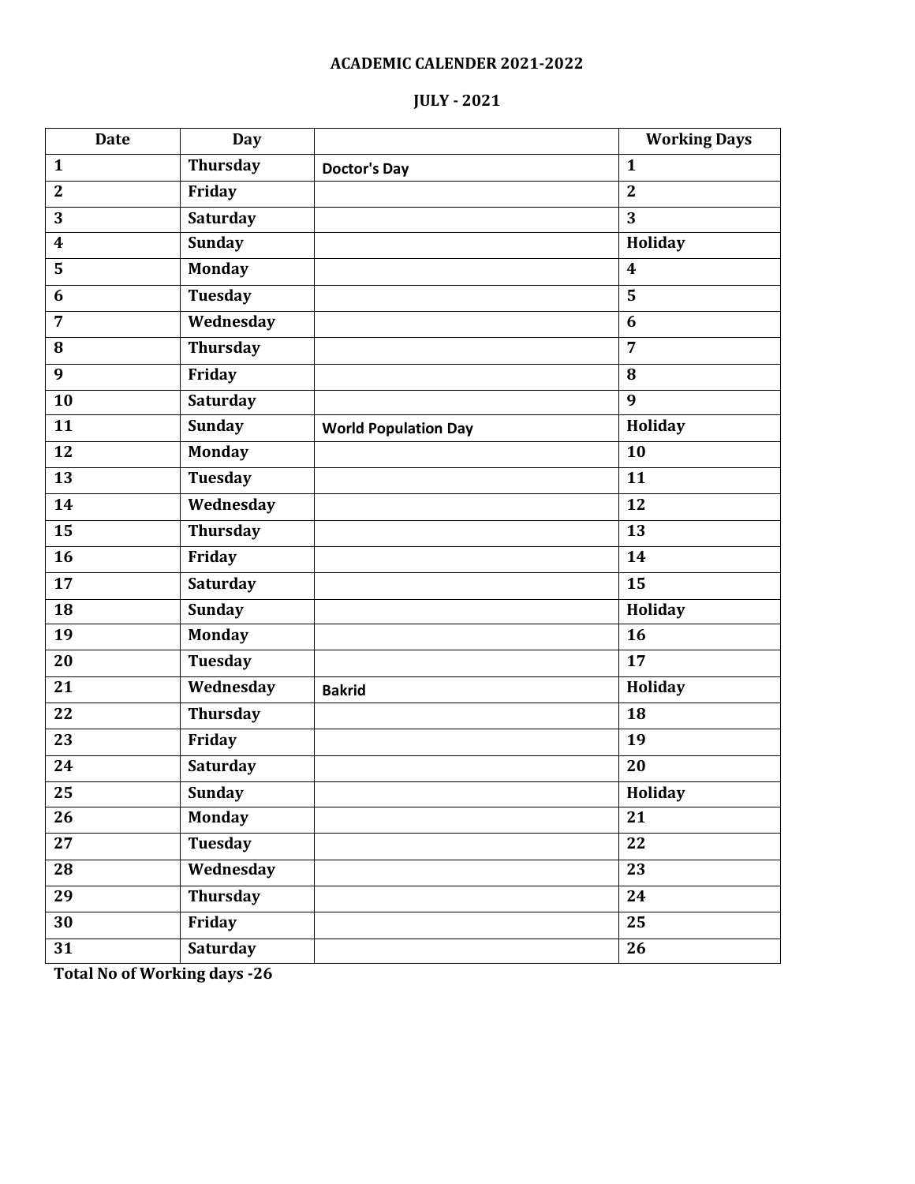**ACADEMIC CALENDER 2021-2022**

**JULY - 2021**

| Date | Day | | Working Days |
|---|---|---|---|
| 1 | Thursday | Doctor's Day | 1 |
| 2 | Friday | | 2 |
| 3 | Saturday | | 3 |
| 4 | Sunday | | Holiday |
| 5 | Monday | | 4 |
| 6 | Tuesday | | 5 |
| 7 | Wednesday | | 6 |
| 8 | Thursday | | 7 |
| 9 | Friday | | 8 |
| 10 | Saturday | | 9 |
| 11 | Sunday | World Population Day | Holiday |
| 12 | Monday | | 10 |
| 13 | Tuesday | | 11 |
| 14 | Wednesday | | 12 |
| 15 | Thursday | | 13 |
| 16 | Friday | | 14 |
| 17 | Saturday | | 15 |
| 18 | Sunday | | Holiday |
| 19 | Monday | | 16 |
| 20 | Tuesday | | 17 |
| 21 | Wednesday | Bakrid | Holiday |
| 22 | Thursday | | 18 |
| 23 | Friday | | 19 |
| 24 | Saturday | | 20 |
| 25 | Sunday | | Holiday |
| 26 | Monday | | 21 |
| 27 | Tuesday | | 22 |
| 28 | Wednesday | | 23 |
| 29 | Thursday | | 24 |
| 30 | Friday | | 25 |
| 31 | Saturday | | 26 |

**Total No of Working days -26**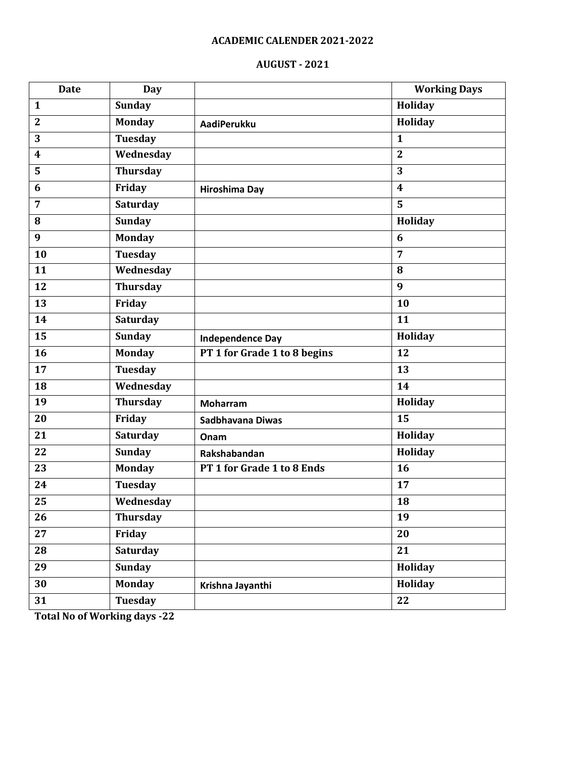**ACADEMIC CALENDER 2021-2022**

**AUGUST - 2021**

| Date | Day | | Working Days |
|---|---|---|---|
| 1 | Sunday | | Holiday |
| 2 | Monday | AadiPerukku | Holiday |
| 3 | Tuesday | | 1 |
| 4 | Wednesday | | 2 |
| 5 | Thursday | | 3 |
| 6 | Friday | Hiroshima Day | 4 |
| 7 | Saturday | | 5 |
| 8 | Sunday | | Holiday |
| 9 | Monday | | 6 |
| 10 | Tuesday | | 7 |
| 11 | Wednesday | | 8 |
| 12 | Thursday | | 9 |
| 13 | Friday | | 10 |
| 14 | Saturday | | 11 |
| 15 | Sunday | Independence Day | Holiday |
| 16 | Monday | PT 1 for Grade 1 to 8 begins | 12 |
| 17 | Tuesday | | 13 |
| 18 | Wednesday | | 14 |
| 19 | Thursday | Moharram | Holiday |
| 20 | Friday | Sadbhavana Diwas | 15 |
| 21 | Saturday | Onam | Holiday |
| 22 | Sunday | Rakshabandan | Holiday |
| 23 | Monday | PT 1 for Grade 1 to 8 Ends | 16 |
| 24 | Tuesday | | 17 |
| 25 | Wednesday | | 18 |
| 26 | Thursday | | 19 |
| 27 | Friday | | 20 |
| 28 | Saturday | | 21 |
| 29 | Sunday | | Holiday |
| 30 | Monday | Krishna Jayanthi | Holiday |
| 31 | Tuesday | | 22 |

**Total No of Working days -22**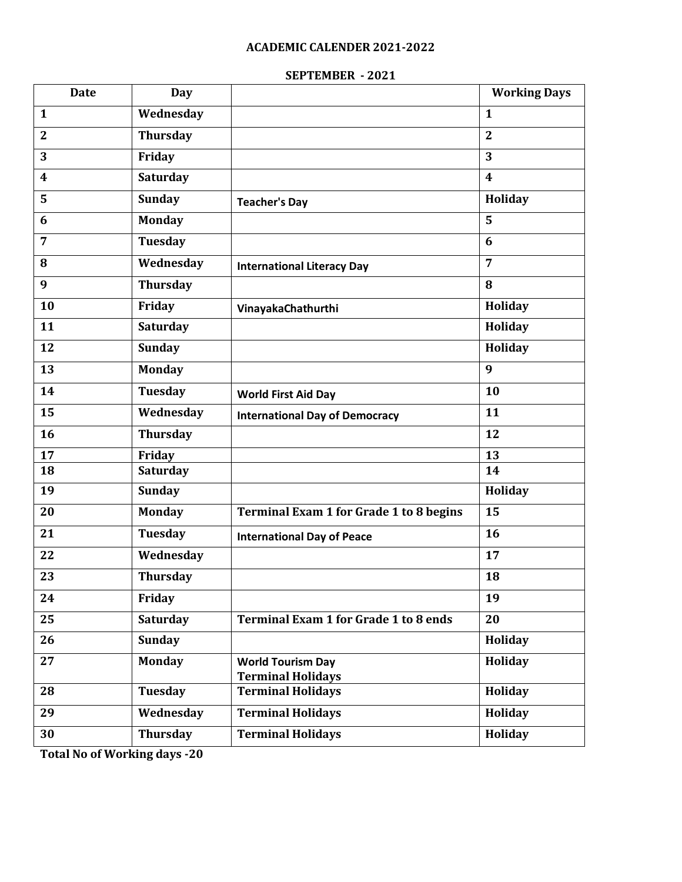## ACADEMIC CALENDER 2021-2022

### SEPTEMBER - 2021

| Date | Day | | Working Days |
|---|---|---|---|
| 1 | Wednesday | | 1 |
| 2 | Thursday | | 2 |
| 3 | Friday | | 3 |
| 4 | Saturday | | 4 |
| 5 | Sunday | Teacher's Day | Holiday |
| 6 | Monday | | 5 |
| 7 | Tuesday | | 6 |
| 8 | Wednesday | International Literacy Day | 7 |
| 9 | Thursday | | 8 |
| 10 | Friday | VinayakaChathurthi | Holiday |
| 11 | Saturday | | Holiday |
| 12 | Sunday | | Holiday |
| 13 | Monday | | 9 |
| 14 | Tuesday | World First Aid Day | 10 |
| 15 | Wednesday | International Day of Democracy | 11 |
| 16 | Thursday | | 12 |
| 17 | Friday | | 13 |
| 18 | Saturday | | 14 |
| 19 | Sunday | | Holiday |
| 20 | Monday | Terminal Exam 1 for Grade 1 to 8 begins | 15 |
| 21 | Tuesday | International Day of Peace | 16 |
| 22 | Wednesday | | 17 |
| 23 | Thursday | | 18 |
| 24 | Friday | | 19 |
| 25 | Saturday | Terminal Exam 1 for Grade 1 to 8 ends | 20 |
| 26 | Sunday | | Holiday |
| 27 | Monday | World Tourism Day<br>Terminal Holidays | Holiday |
| 28 | Tuesday | Terminal Holidays | Holiday |
| 29 | Wednesday | Terminal Holidays | Holiday |
| 30 | Thursday | Terminal Holidays | Holiday |

**Total No of Working days -20**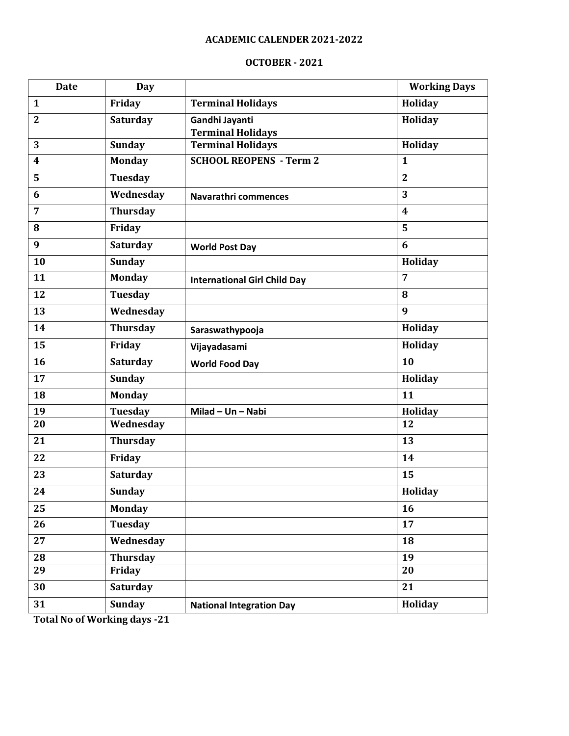**ACADEMIC CALENDER 2021-2022**

**OCTOBER - 2021**

| Date | Day | | Working Days |
|---|---|---|---|
| 1 | Friday | Terminal Holidays | Holiday |
| 2 | Saturday | Gandhi Jayanti<br>Terminal Holidays | Holiday |
| 3 | Sunday | Terminal Holidays | Holiday |
| 4 | Monday | SCHOOL REOPENS - Term 2 | 1 |
| 5 | Tuesday | | 2 |
| 6 | Wednesday | Navarathri commences | 3 |
| 7 | Thursday | | 4 |
| 8 | Friday | | 5 |
| 9 | Saturday | World Post Day | 6 |
| 10 | Sunday | | Holiday |
| 11 | Monday | International Girl Child Day | 7 |
| 12 | Tuesday | | 8 |
| 13 | Wednesday | | 9 |
| 14 | Thursday | Saraswathypooja | Holiday |
| 15 | Friday | Vijayadasami | Holiday |
| 16 | Saturday | World Food Day | 10 |
| 17 | Sunday | | Holiday |
| 18 | Monday | | 11 |
| 19 | Tuesday | Milad – Un – Nabi | Holiday |
| 20 | Wednesday | | 12 |
| 21 | Thursday | | 13 |
| 22 | Friday | | 14 |
| 23 | Saturday | | 15 |
| 24 | Sunday | | Holiday |
| 25 | Monday | | 16 |
| 26 | Tuesday | | 17 |
| 27 | Wednesday | | 18 |
| 28 | Thursday | | 19 |
| 29 | Friday | | 20 |
| 30 | Saturday | | 21 |
| 31 | Sunday | National Integration Day | Holiday |

**Total No of Working days -21**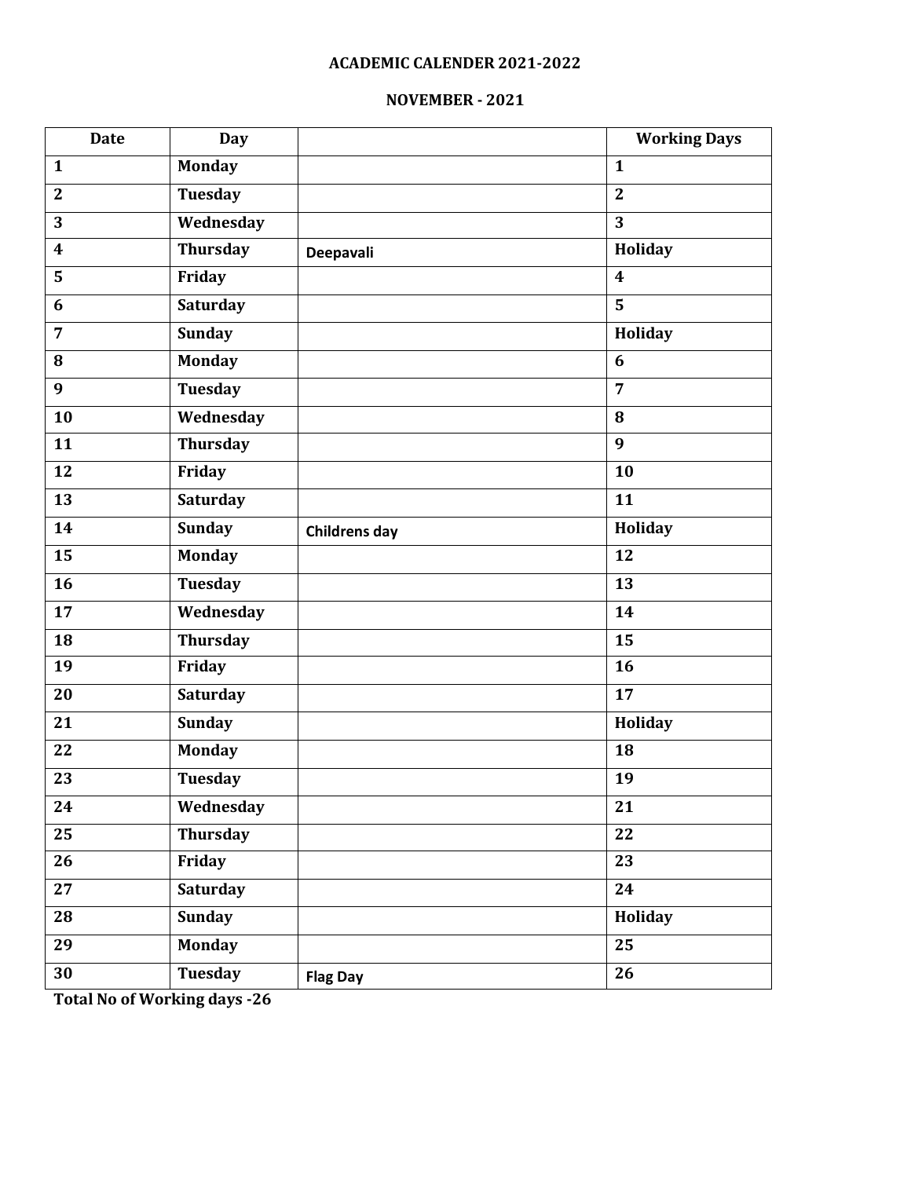**ACADEMIC CALENDER 2021-2022**

**NOVEMBER - 2021**

| Date | Day | | Working Days |
|---|---|---|---|
| 1 | Monday | | 1 |
| 2 | Tuesday | | 2 |
| 3 | Wednesday | | 3 |
| 4 | Thursday | Deepavali | Holiday |
| 5 | Friday | | 4 |
| 6 | Saturday | | 5 |
| 7 | Sunday | | Holiday |
| 8 | Monday | | 6 |
| 9 | Tuesday | | 7 |
| 10 | Wednesday | | 8 |
| 11 | Thursday | | 9 |
| 12 | Friday | | 10 |
| 13 | Saturday | | 11 |
| 14 | Sunday | Childrens day | Holiday |
| 15 | Monday | | 12 |
| 16 | Tuesday | | 13 |
| 17 | Wednesday | | 14 |
| 18 | Thursday | | 15 |
| 19 | Friday | | 16 |
| 20 | Saturday | | 17 |
| 21 | Sunday | | Holiday |
| 22 | Monday | | 18 |
| 23 | Tuesday | | 19 |
| 24 | Wednesday | | 21 |
| 25 | Thursday | | 22 |
| 26 | Friday | | 23 |
| 27 | Saturday | | 24 |
| 28 | Sunday | | Holiday |
| 29 | Monday | | 25 |
| 30 | Tuesday | Flag Day | 26 |

**Total No of Working days -26**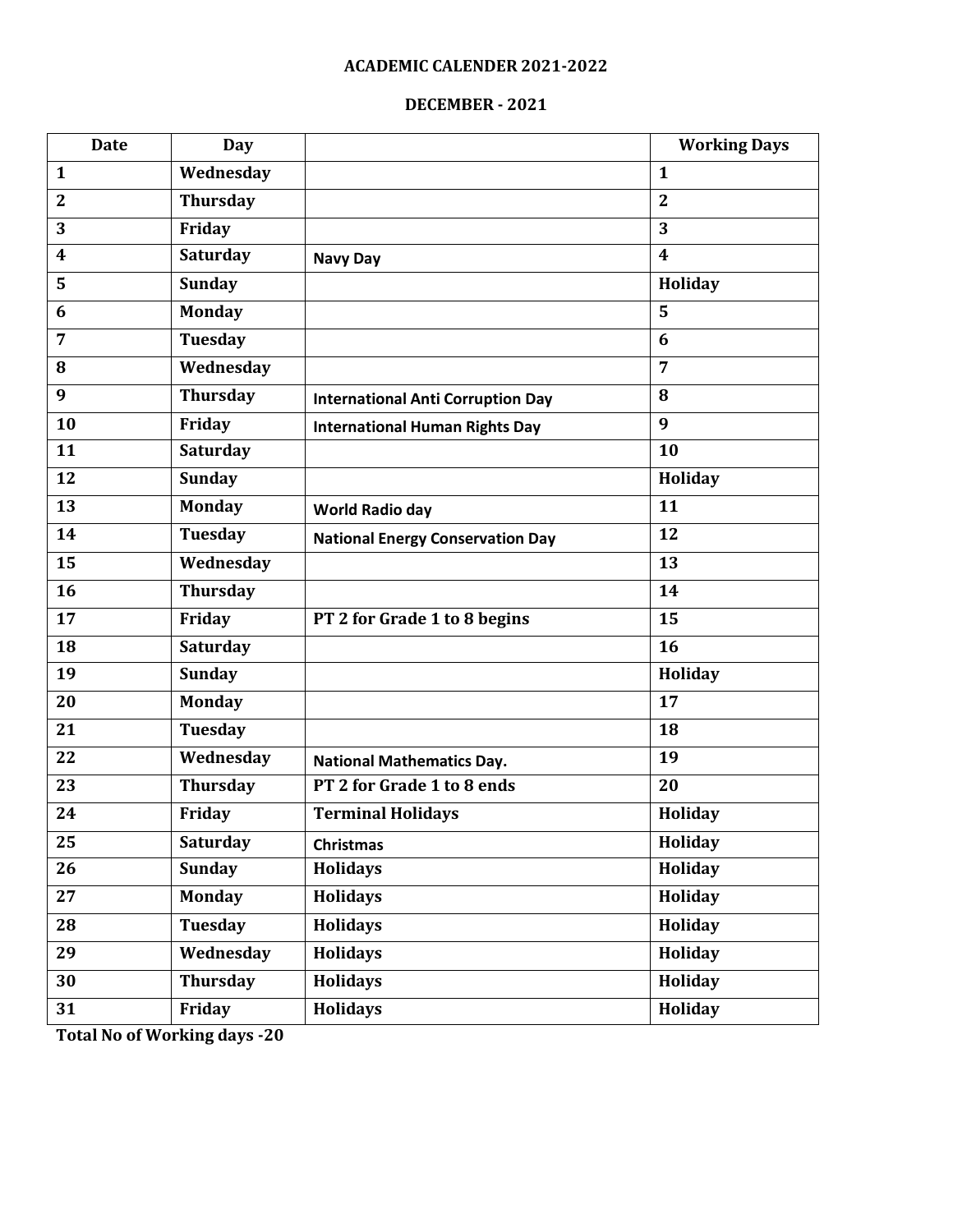**ACADEMIC CALENDER 2021-2022**

**DECEMBER - 2021**

| Date | Day | | Working Days |
|---|---|---|---|
| 1 | Wednesday | | 1 |
| 2 | Thursday | | 2 |
| 3 | Friday | | 3 |
| 4 | Saturday | Navy Day | 4 |
| 5 | Sunday | | Holiday |
| 6 | Monday | | 5 |
| 7 | Tuesday | | 6 |
| 8 | Wednesday | | 7 |
| 9 | Thursday | International Anti Corruption Day | 8 |
| 10 | Friday | International Human Rights Day | 9 |
| 11 | Saturday | | 10 |
| 12 | Sunday | | Holiday |
| 13 | Monday | World Radio day | 11 |
| 14 | Tuesday | National Energy Conservation Day | 12 |
| 15 | Wednesday | | 13 |
| 16 | Thursday | | 14 |
| 17 | Friday | PT 2 for Grade 1 to 8 begins | 15 |
| 18 | Saturday | | 16 |
| 19 | Sunday | | Holiday |
| 20 | Monday | | 17 |
| 21 | Tuesday | | 18 |
| 22 | Wednesday | National Mathematics Day. | 19 |
| 23 | Thursday | PT 2 for Grade 1 to 8 ends | 20 |
| 24 | Friday | Terminal Holidays | Holiday |
| 25 | Saturday | Christmas | Holiday |
| 26 | Sunday | Holidays | Holiday |
| 27 | Monday | Holidays | Holiday |
| 28 | Tuesday | Holidays | Holiday |
| 29 | Wednesday | Holidays | Holiday |
| 30 | Thursday | Holidays | Holiday |
| 31 | Friday | Holidays | Holiday |

**Total No of Working days -20**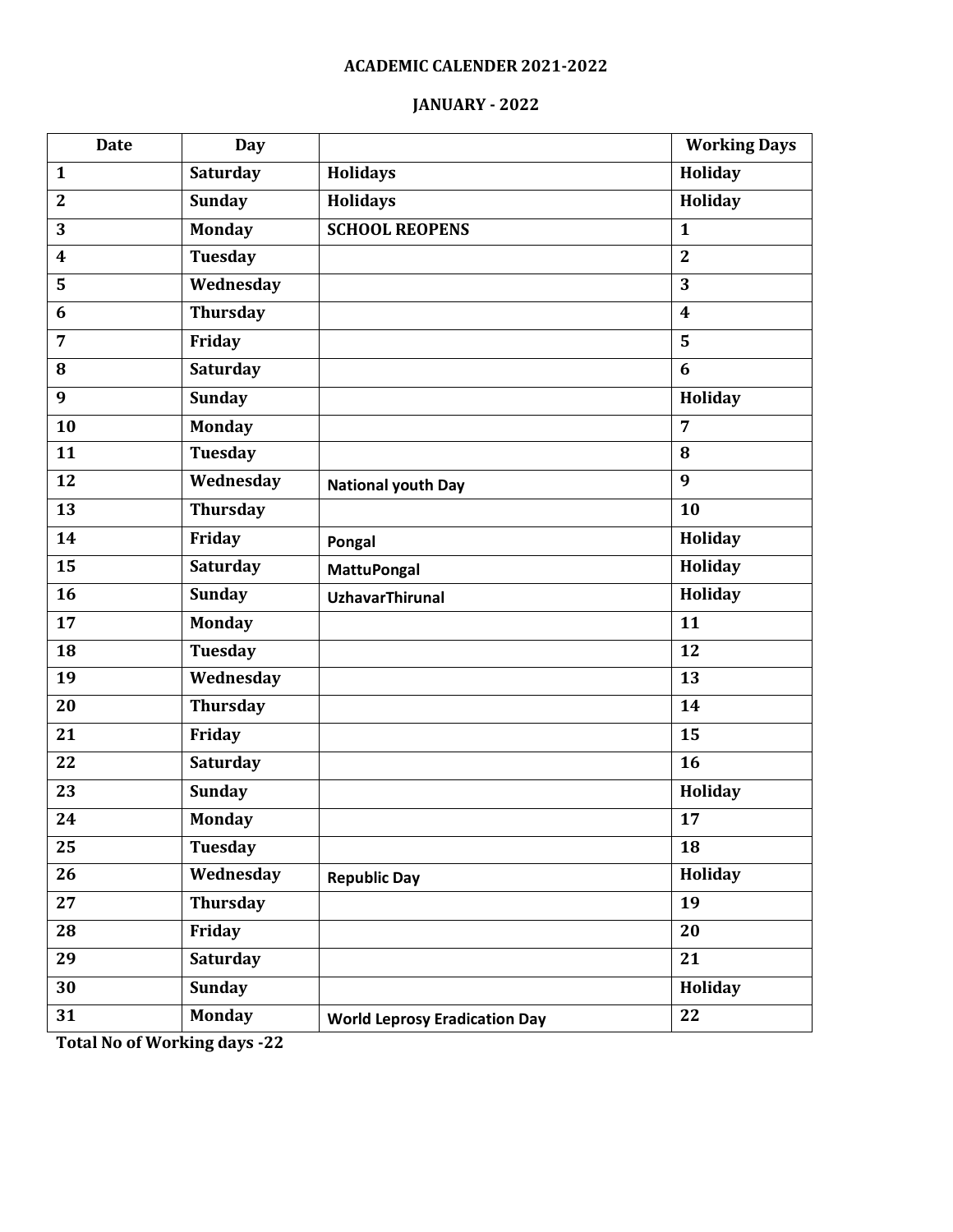**ACADEMIC CALENDER 2021-2022**

**JANUARY - 2022**

| Date | Day | | Working Days |
|---|---|---|---|
| 1 | Saturday | Holidays | Holiday |
| 2 | Sunday | Holidays | Holiday |
| 3 | Monday | SCHOOL REOPENS | 1 |
| 4 | Tuesday | | 2 |
| 5 | Wednesday | | 3 |
| 6 | Thursday | | 4 |
| 7 | Friday | | 5 |
| 8 | Saturday | | 6 |
| 9 | Sunday | | Holiday |
| 10 | Monday | | 7 |
| 11 | Tuesday | | 8 |
| 12 | Wednesday | National youth Day | 9 |
| 13 | Thursday | | 10 |
| 14 | Friday | Pongal | Holiday |
| 15 | Saturday | MattuPongal | Holiday |
| 16 | Sunday | UzhavarThirunal | Holiday |
| 17 | Monday | | 11 |
| 18 | Tuesday | | 12 |
| 19 | Wednesday | | 13 |
| 20 | Thursday | | 14 |
| 21 | Friday | | 15 |
| 22 | Saturday | | 16 |
| 23 | Sunday | | Holiday |
| 24 | Monday | | 17 |
| 25 | Tuesday | | 18 |
| 26 | Wednesday | Republic Day | Holiday |
| 27 | Thursday | | 19 |
| 28 | Friday | | 20 |
| 29 | Saturday | | 21 |
| 30 | Sunday | | Holiday |
| 31 | Monday | World Leprosy Eradication Day | 22 |

**Total No of Working days -22**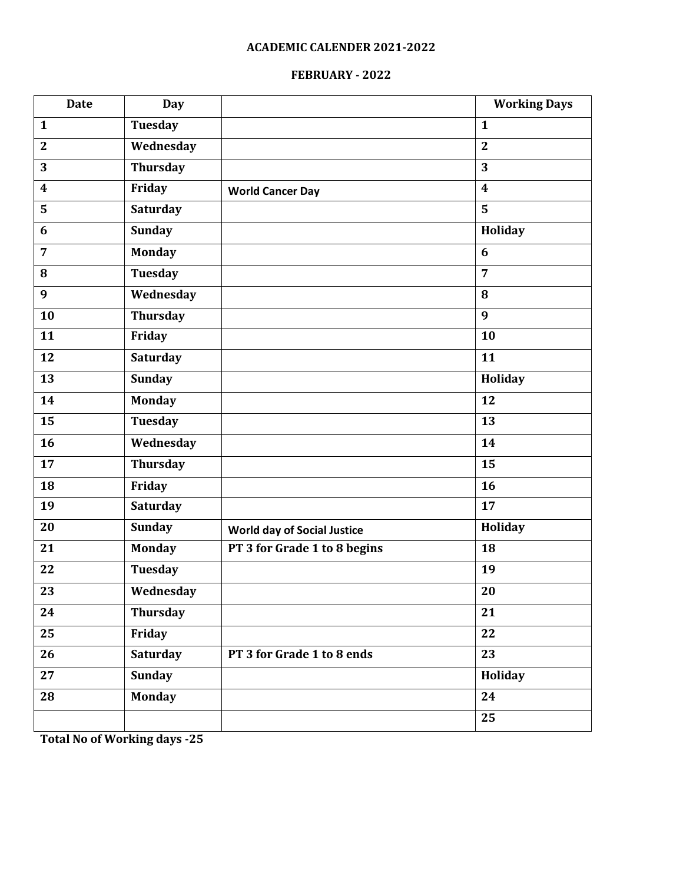**ACADEMIC CALENDER 2021-2022**

**FEBRUARY - 2022**

| Date | Day | | Working Days |
|---|---|---|---|
| 1 | Tuesday | | 1 |
| 2 | Wednesday | | 2 |
| 3 | Thursday | | 3 |
| 4 | Friday | World Cancer Day | 4 |
| 5 | Saturday | | 5 |
| 6 | Sunday | | Holiday |
| 7 | Monday | | 6 |
| 8 | Tuesday | | 7 |
| 9 | Wednesday | | 8 |
| 10 | Thursday | | 9 |
| 11 | Friday | | 10 |
| 12 | Saturday | | 11 |
| 13 | Sunday | | Holiday |
| 14 | Monday | | 12 |
| 15 | Tuesday | | 13 |
| 16 | Wednesday | | 14 |
| 17 | Thursday | | 15 |
| 18 | Friday | | 16 |
| 19 | Saturday | | 17 |
| 20 | Sunday | World day of Social Justice | Holiday |
| 21 | Monday | PT 3 for Grade 1 to 8 begins | 18 |
| 22 | Tuesday | | 19 |
| 23 | Wednesday | | 20 |
| 24 | Thursday | | 21 |
| 25 | Friday | | 22 |
| 26 | Saturday | PT 3 for Grade 1 to 8 ends | 23 |
| 27 | Sunday | | Holiday |
| 28 | Monday | | 24 |
| | | | 25 |

**Total No of Working days -25**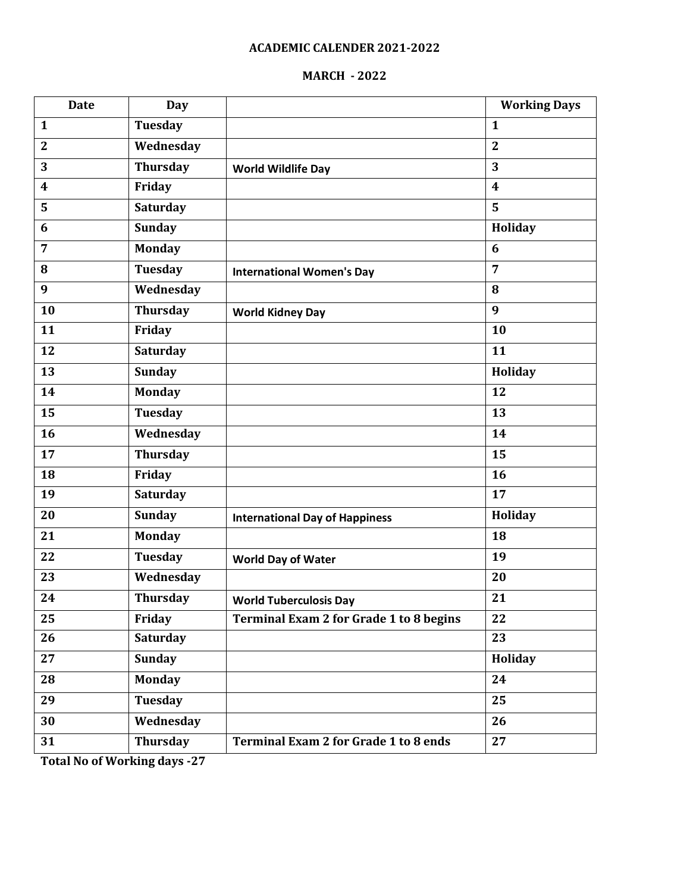**ACADEMIC CALENDER 2021-2022**

**MARCH - 2022**

| Date | Day | | Working Days |
|---|---|---|---|
| 1 | Tuesday | | 1 |
| 2 | Wednesday | | 2 |
| 3 | Thursday | World Wildlife Day | 3 |
| 4 | Friday | | 4 |
| 5 | Saturday | | 5 |
| 6 | Sunday | | Holiday |
| 7 | Monday | | 6 |
| 8 | Tuesday | International Women's Day | 7 |
| 9 | Wednesday | | 8 |
| 10 | Thursday | World Kidney Day | 9 |
| 11 | Friday | | 10 |
| 12 | Saturday | | 11 |
| 13 | Sunday | | Holiday |
| 14 | Monday | | 12 |
| 15 | Tuesday | | 13 |
| 16 | Wednesday | | 14 |
| 17 | Thursday | | 15 |
| 18 | Friday | | 16 |
| 19 | Saturday | | 17 |
| 20 | Sunday | International Day of Happiness | Holiday |
| 21 | Monday | | 18 |
| 22 | Tuesday | World Day of Water | 19 |
| 23 | Wednesday | | 20 |
| 24 | Thursday | World Tuberculosis Day | 21 |
| 25 | Friday | Terminal Exam 2 for Grade 1 to 8 begins | 22 |
| 26 | Saturday | | 23 |
| 27 | Sunday | | Holiday |
| 28 | Monday | | 24 |
| 29 | Tuesday | | 25 |
| 30 | Wednesday | | 26 |
| 31 | Thursday | Terminal Exam 2 for Grade 1 to 8 ends | 27 |

**Total No of Working days -27**